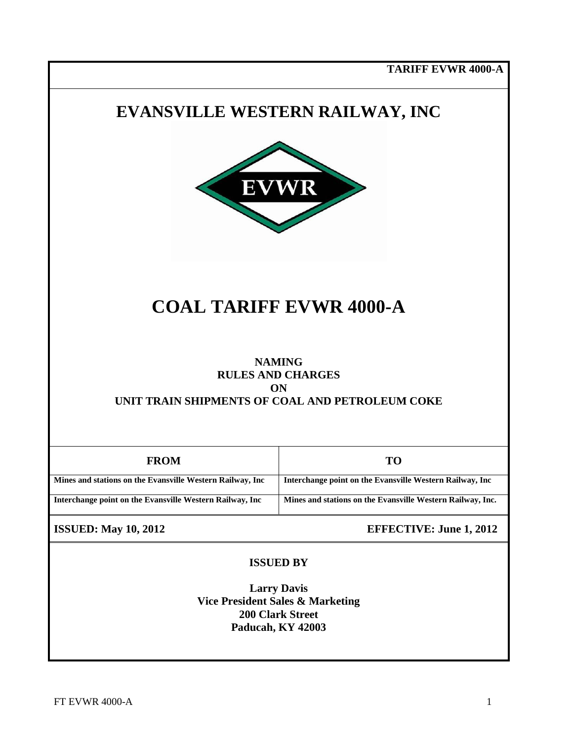**TARIFF EVWR 4000-A**

# EVANSVILLE WESTERN RAILWAY, INC

EVWR

# COAL TARIFF EVWR 4000-A

**NAMING**
**RULES AND CHARGES**
**ON**
**UNIT TRAIN SHIPMENTS OF COAL AND PETROLEUM COKE**

| FROM | TO |
|---|---|
| Mines and stations on the Evansville Western Railway, Inc | Interchange point on the Evansville Western Railway, Inc |
| Interchange point on the Evansville Western Railway, Inc | Mines and stations on the Evansville Western Railway, Inc. |

**ISSUED: May 10, 2012** **EFFECTIVE: June 1, 2012**

**ISSUED BY**

**Larry Davis**
**Vice President Sales & Marketing**
**200 Clark Street**
**Paducah, KY 42003**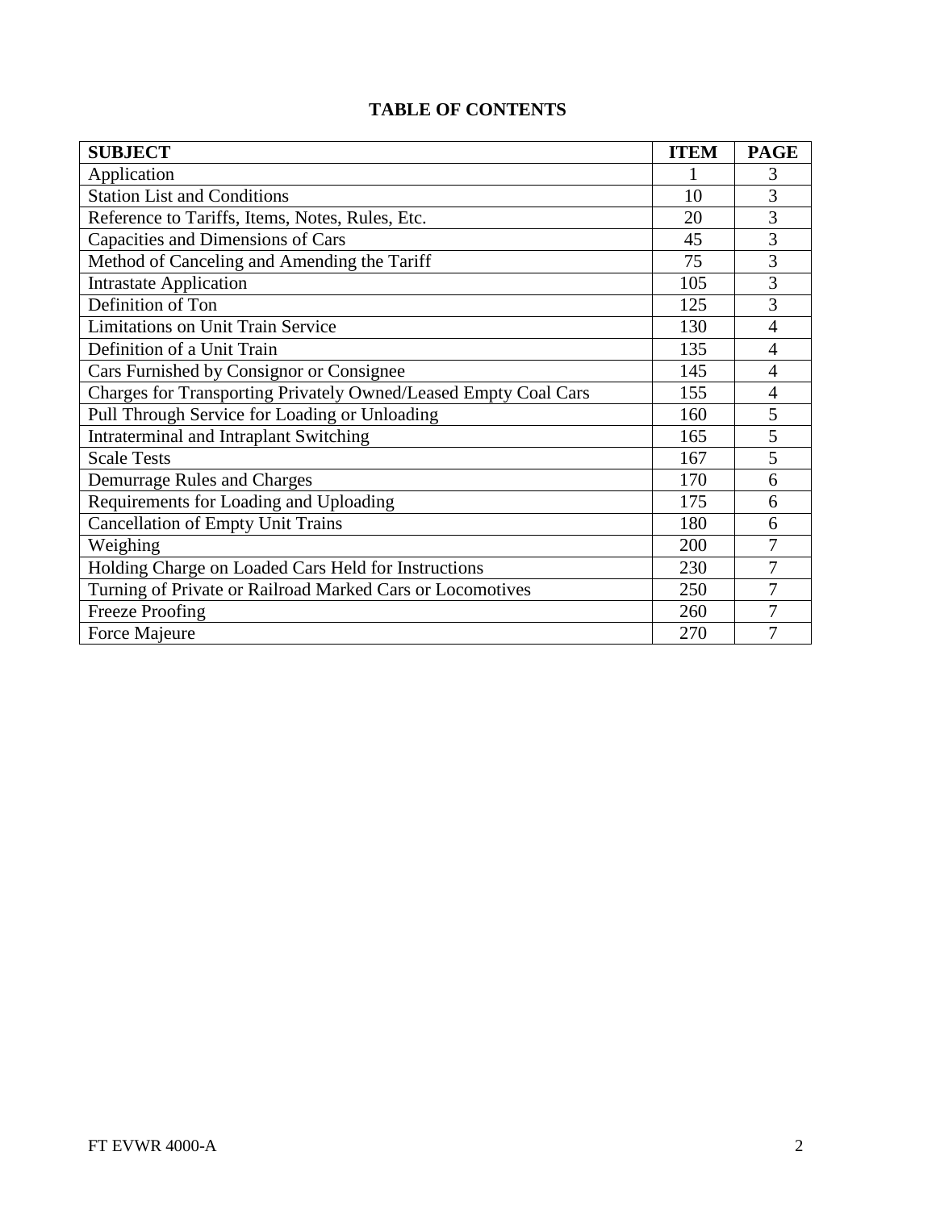# TABLE OF CONTENTS

| SUBJECT | ITEM | PAGE |
|---|---|---|
| Application | 1 | 3 |
| Station List and Conditions | 10 | 3 |
| Reference to Tariffs, Items, Notes, Rules, Etc. | 20 | 3 |
| Capacities and Dimensions of Cars | 45 | 3 |
| Method of Canceling and Amending the Tariff | 75 | 3 |
| Intrastate Application | 105 | 3 |
| Definition of Ton | 125 | 3 |
| Limitations on Unit Train Service | 130 | 4 |
| Definition of a Unit Train | 135 | 4 |
| Cars Furnished by Consignor or Consignee | 145 | 4 |
| Charges for Transporting Privately Owned/Leased Empty Coal Cars | 155 | 4 |
| Pull Through Service for Loading or Unloading | 160 | 5 |
| Intraterminal and Intraplant Switching | 165 | 5 |
| Scale Tests | 167 | 5 |
| Demurrage Rules and Charges | 170 | 6 |
| Requirements for Loading and Uploading | 175 | 6 |
| Cancellation of Empty Unit Trains | 180 | 6 |
| Weighing | 200 | 7 |
| Holding Charge on Loaded Cars Held for Instructions | 230 | 7 |
| Turning of Private or Railroad Marked Cars or Locomotives | 250 | 7 |
| Freeze Proofing | 260 | 7 |
| Force Majeure | 270 | 7 |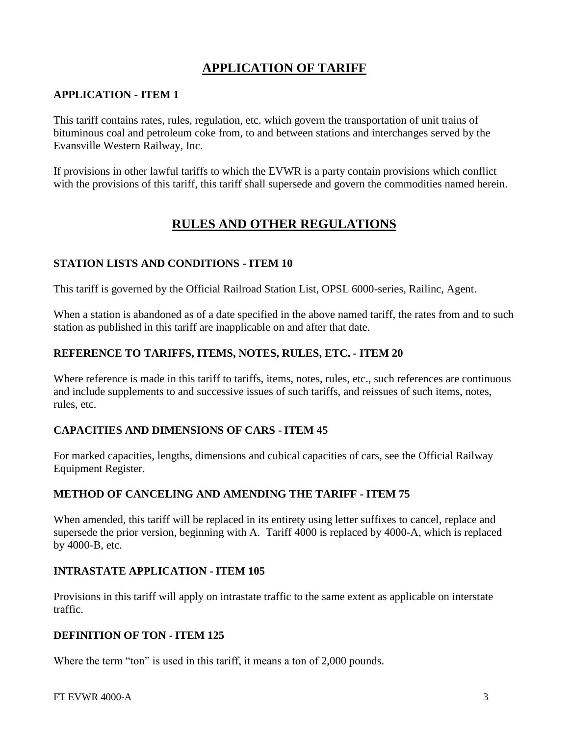# APPLICATION OF TARIFF

### APPLICATION - ITEM 1

This tariff contains rates, rules, regulation, etc. which govern the transportation of unit trains of bituminous coal and petroleum coke from, to and between stations and interchanges served by the Evansville Western Railway, Inc.

If provisions in other lawful tariffs to which the EVWR is a party contain provisions which conflict with the provisions of this tariff, this tariff shall supersede and govern the commodities named herein.

# RULES AND OTHER REGULATIONS

### STATION LISTS AND CONDITIONS - ITEM 10

This tariff is governed by the Official Railroad Station List, OPSL 6000-series, Railinc, Agent.

When a station is abandoned as of a date specified in the above named tariff, the rates from and to such station as published in this tariff are inapplicable on and after that date.

### REFERENCE TO TARIFFS, ITEMS, NOTES, RULES, ETC. - ITEM 20

Where reference is made in this tariff to tariffs, items, notes, rules, etc., such references are continuous and include supplements to and successive issues of such tariffs, and reissues of such items, notes, rules, etc.

### CAPACITIES AND DIMENSIONS OF CARS - ITEM 45

For marked capacities, lengths, dimensions and cubical capacities of cars, see the Official Railway Equipment Register.

### METHOD OF CANCELING AND AMENDING THE TARIFF - ITEM 75

When amended, this tariff will be replaced in its entirety using letter suffixes to cancel, replace and supersede the prior version, beginning with A. Tariff 4000 is replaced by 4000-A, which is replaced by 4000-B, etc.

### INTRASTATE APPLICATION - ITEM 105

Provisions in this tariff will apply on intrastate traffic to the same extent as applicable on interstate traffic.

### DEFINITION OF TON - ITEM 125

Where the term "ton" is used in this tariff, it means a ton of 2,000 pounds.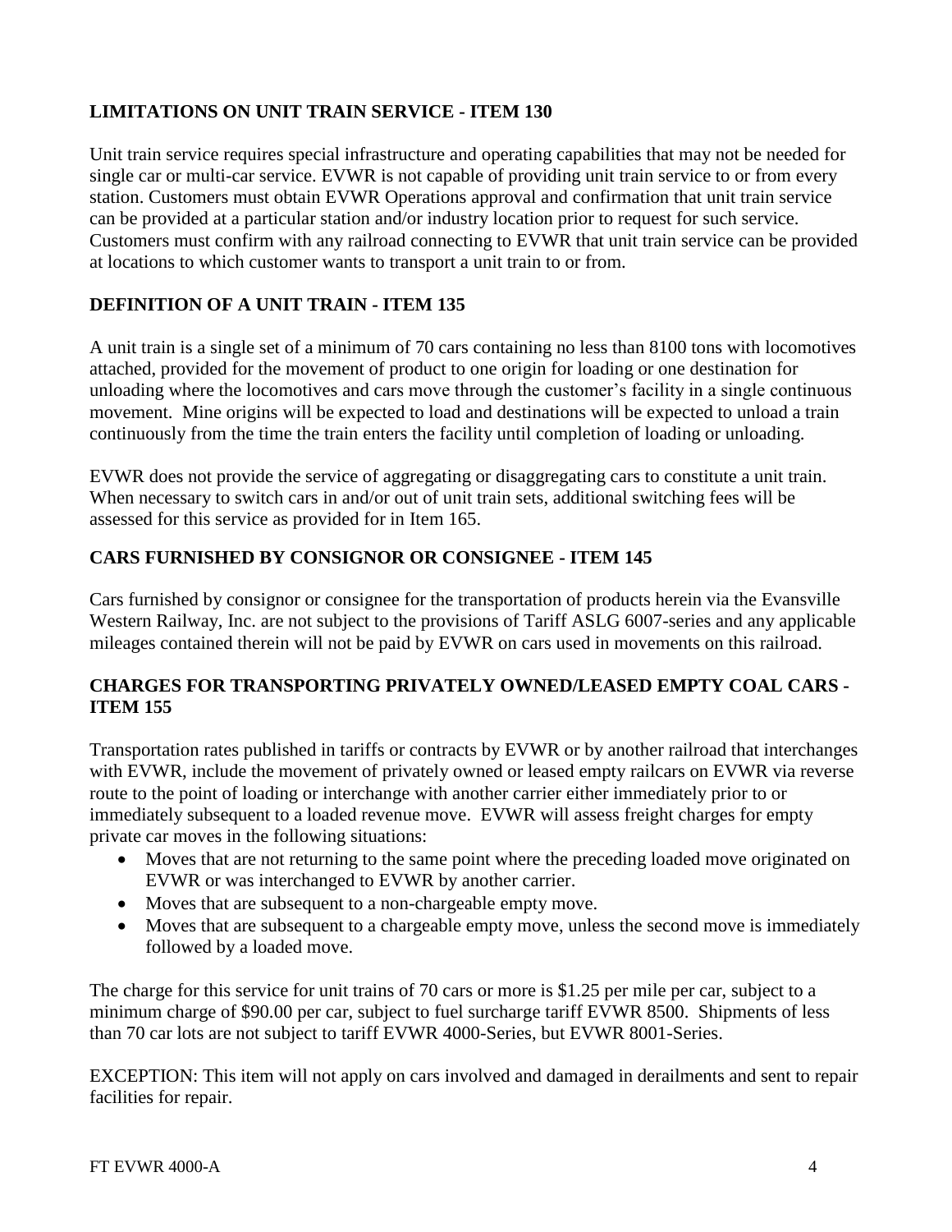## LIMITATIONS ON UNIT TRAIN SERVICE - ITEM 130

Unit train service requires special infrastructure and operating capabilities that may not be needed for single car or multi-car service. EVWR is not capable of providing unit train service to or from every station. Customers must obtain EVWR Operations approval and confirmation that unit train service can be provided at a particular station and/or industry location prior to request for such service. Customers must confirm with any railroad connecting to EVWR that unit train service can be provided at locations to which customer wants to transport a unit train to or from.

## DEFINITION OF A UNIT TRAIN - ITEM 135

A unit train is a single set of a minimum of 70 cars containing no less than 8100 tons with locomotives attached, provided for the movement of product to one origin for loading or one destination for unloading where the locomotives and cars move through the customer's facility in a single continuous movement. Mine origins will be expected to load and destinations will be expected to unload a train continuously from the time the train enters the facility until completion of loading or unloading.

EVWR does not provide the service of aggregating or disaggregating cars to constitute a unit train. When necessary to switch cars in and/or out of unit train sets, additional switching fees will be assessed for this service as provided for in Item 165.

## CARS FURNISHED BY CONSIGNOR OR CONSIGNEE - ITEM 145

Cars furnished by consignor or consignee for the transportation of products herein via the Evansville Western Railway, Inc. are not subject to the provisions of Tariff ASLG 6007-series and any applicable mileages contained therein will not be paid by EVWR on cars used in movements on this railroad.

## CHARGES FOR TRANSPORTING PRIVATELY OWNED/LEASED EMPTY COAL CARS - ITEM 155

Transportation rates published in tariffs or contracts by EVWR or by another railroad that interchanges with EVWR, include the movement of privately owned or leased empty railcars on EVWR via reverse route to the point of loading or interchange with another carrier either immediately prior to or immediately subsequent to a loaded revenue move. EVWR will assess freight charges for empty private car moves in the following situations:

- Moves that are not returning to the same point where the preceding loaded move originated on EVWR or was interchanged to EVWR by another carrier.
- Moves that are subsequent to a non-chargeable empty move.
- Moves that are subsequent to a chargeable empty move, unless the second move is immediately followed by a loaded move.

The charge for this service for unit trains of 70 cars or more is $1.25 per mile per car, subject to a minimum charge of $90.00 per car, subject to fuel surcharge tariff EVWR 8500. Shipments of less than 70 car lots are not subject to tariff EVWR 4000-Series, but EVWR 8001-Series.

EXCEPTION: This item will not apply on cars involved and damaged in derailments and sent to repair facilities for repair.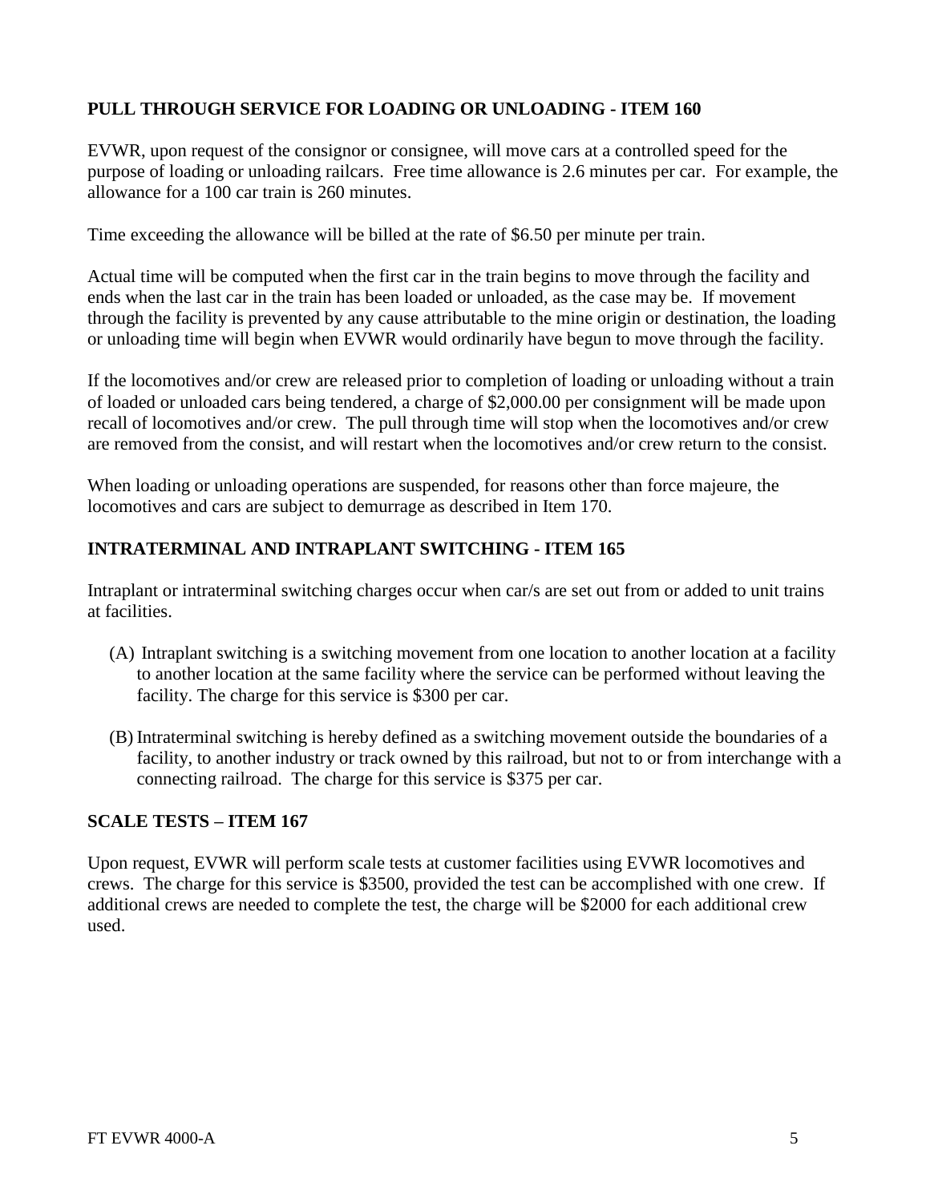## PULL THROUGH SERVICE FOR LOADING OR UNLOADING - ITEM 160

EVWR, upon request of the consignor or consignee, will move cars at a controlled speed for the purpose of loading or unloading railcars. Free time allowance is 2.6 minutes per car. For example, the allowance for a 100 car train is 260 minutes.

Time exceeding the allowance will be billed at the rate of $6.50 per minute per train.

Actual time will be computed when the first car in the train begins to move through the facility and ends when the last car in the train has been loaded or unloaded, as the case may be. If movement through the facility is prevented by any cause attributable to the mine origin or destination, the loading or unloading time will begin when EVWR would ordinarily have begun to move through the facility.

If the locomotives and/or crew are released prior to completion of loading or unloading without a train of loaded or unloaded cars being tendered, a charge of $2,000.00 per consignment will be made upon recall of locomotives and/or crew. The pull through time will stop when the locomotives and/or crew are removed from the consist, and will restart when the locomotives and/or crew return to the consist.

When loading or unloading operations are suspended, for reasons other than force majeure, the locomotives and cars are subject to demurrage as described in Item 170.

## INTRATERMINAL AND INTRAPLANT SWITCHING - ITEM 165

Intraplant or intraterminal switching charges occur when car/s are set out from or added to unit trains at facilities.

(A) Intraplant switching is a switching movement from one location to another location at a facility to another location at the same facility where the service can be performed without leaving the facility. The charge for this service is $300 per car.

(B) Intraterminal switching is hereby defined as a switching movement outside the boundaries of a facility, to another industry or track owned by this railroad, but not to or from interchange with a connecting railroad. The charge for this service is $375 per car.

## SCALE TESTS – ITEM 167

Upon request, EVWR will perform scale tests at customer facilities using EVWR locomotives and crews. The charge for this service is $3500, provided the test can be accomplished with one crew. If additional crews are needed to complete the test, the charge will be $2000 for each additional crew used.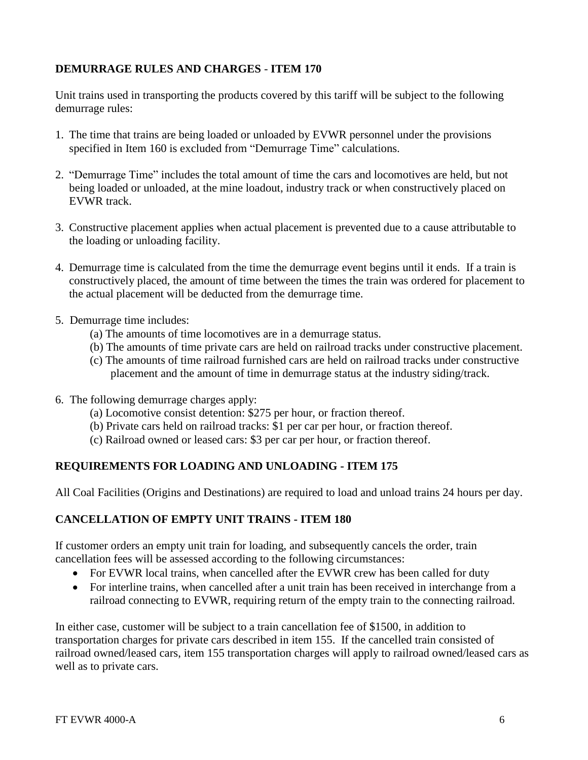## DEMURRAGE RULES AND CHARGES - ITEM 170

Unit trains used in transporting the products covered by this tariff will be subject to the following demurrage rules:

1. The time that trains are being loaded or unloaded by EVWR personnel under the provisions specified in Item 160 is excluded from "Demurrage Time" calculations.

2. "Demurrage Time" includes the total amount of time the cars and locomotives are held, but not being loaded or unloaded, at the mine loadout, industry track or when constructively placed on EVWR track.

3. Constructive placement applies when actual placement is prevented due to a cause attributable to the loading or unloading facility.

4. Demurrage time is calculated from the time the demurrage event begins until it ends. If a train is constructively placed, the amount of time between the times the train was ordered for placement to the actual placement will be deducted from the demurrage time.

5. Demurrage time includes:
   - (a) The amounts of time locomotives are in a demurrage status.
   - (b) The amounts of time private cars are held on railroad tracks under constructive placement.
   - (c) The amounts of time railroad furnished cars are held on railroad tracks under constructive placement and the amount of time in demurrage status at the industry siding/track.

6. The following demurrage charges apply:
   - (a) Locomotive consist detention: $275 per hour, or fraction thereof.
   - (b) Private cars held on railroad tracks: $1 per car per hour, or fraction thereof.
   - (c) Railroad owned or leased cars: $3 per car per hour, or fraction thereof.

## REQUIREMENTS FOR LOADING AND UNLOADING - ITEM 175

All Coal Facilities (Origins and Destinations) are required to load and unload trains 24 hours per day.

## CANCELLATION OF EMPTY UNIT TRAINS - ITEM 180

If customer orders an empty unit train for loading, and subsequently cancels the order, train cancellation fees will be assessed according to the following circumstances:

- For EVWR local trains, when cancelled after the EVWR crew has been called for duty
- For interline trains, when cancelled after a unit train has been received in interchange from a railroad connecting to EVWR, requiring return of the empty train to the connecting railroad.

In either case, customer will be subject to a train cancellation fee of $1500, in addition to transportation charges for private cars described in item 155. If the cancelled train consisted of railroad owned/leased cars, item 155 transportation charges will apply to railroad owned/leased cars as well as to private cars.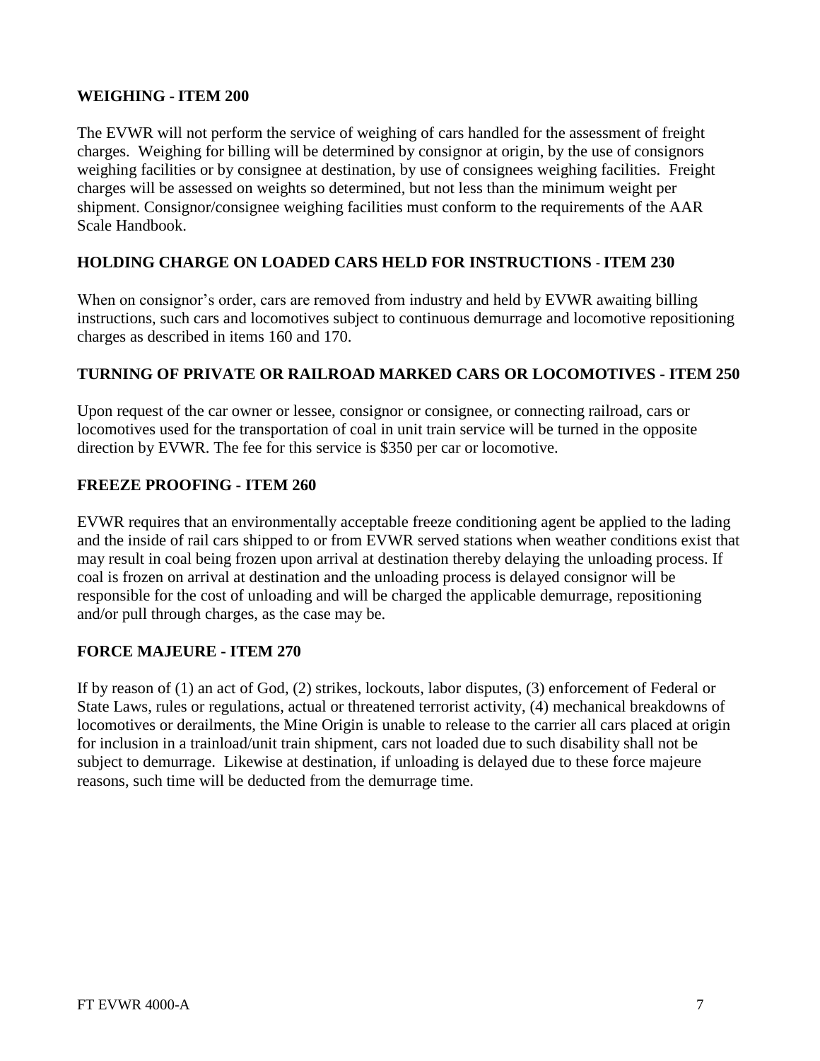**WEIGHING - ITEM 200**

The EVWR will not perform the service of weighing of cars handled for the assessment of freight charges. Weighing for billing will be determined by consignor at origin, by the use of consignors weighing facilities or by consignee at destination, by use of consignees weighing facilities. Freight charges will be assessed on weights so determined, but not less than the minimum weight per shipment. Consignor/consignee weighing facilities must conform to the requirements of the AAR Scale Handbook.

**HOLDING CHARGE ON LOADED CARS HELD FOR INSTRUCTIONS - ITEM 230**

When on consignor's order, cars are removed from industry and held by EVWR awaiting billing instructions, such cars and locomotives subject to continuous demurrage and locomotive repositioning charges as described in items 160 and 170.

**TURNING OF PRIVATE OR RAILROAD MARKED CARS OR LOCOMOTIVES - ITEM 250**

Upon request of the car owner or lessee, consignor or consignee, or connecting railroad, cars or locomotives used for the transportation of coal in unit train service will be turned in the opposite direction by EVWR. The fee for this service is $350 per car or locomotive.

**FREEZE PROOFING - ITEM 260**

EVWR requires that an environmentally acceptable freeze conditioning agent be applied to the lading and the inside of rail cars shipped to or from EVWR served stations when weather conditions exist that may result in coal being frozen upon arrival at destination thereby delaying the unloading process. If coal is frozen on arrival at destination and the unloading process is delayed consignor will be responsible for the cost of unloading and will be charged the applicable demurrage, repositioning and/or pull through charges, as the case may be.

**FORCE MAJEURE - ITEM 270**

If by reason of (1) an act of God, (2) strikes, lockouts, labor disputes, (3) enforcement of Federal or State Laws, rules or regulations, actual or threatened terrorist activity, (4) mechanical breakdowns of locomotives or derailments, the Mine Origin is unable to release to the carrier all cars placed at origin for inclusion in a trainload/unit train shipment, cars not loaded due to such disability shall not be subject to demurrage. Likewise at destination, if unloading is delayed due to these force majeure reasons, such time will be deducted from the demurrage time.